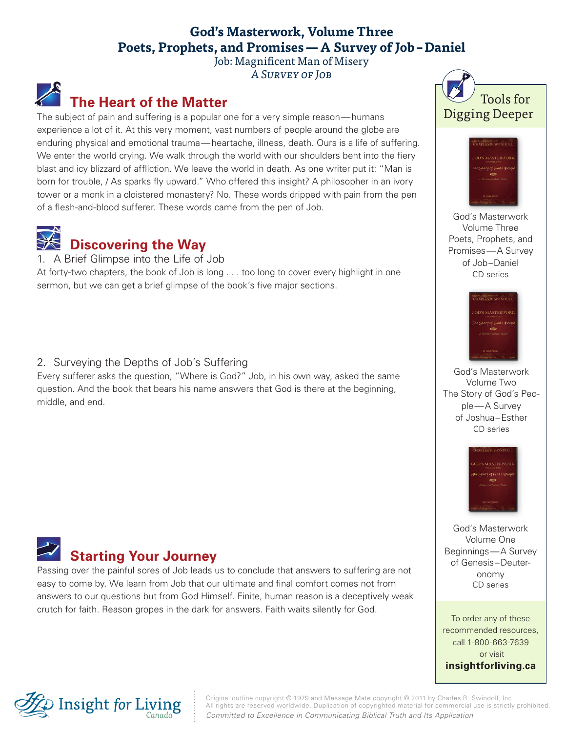# God's Masterwork, Volume Three
# Poets, Prophets, and Promises — A Survey of Job – Daniel

Job: Magnificent Man of Misery

*A Survey of Job*

## The Heart of the Matter

The subject of pain and suffering is a popular one for a very simple reason — humans experience a lot of it. At this very moment, vast numbers of people around the globe are enduring physical and emotional trauma — heartache, illness, death. Ours is a life of suffering. We enter the world crying. We walk through the world with our shoulders bent into the fiery blast and icy blizzard of affliction. We leave the world in death. As one writer put it: "Man is born for trouble, / As sparks fly upward." Who offered this insight? A philosopher in an ivory tower or a monk in a cloistered monastery? No. These words dripped with pain from the pen of a flesh-and-blood sufferer. These words came from the pen of Job.

## Discovering the Way

1. A Brief Glimpse into the Life of Job

At forty-two chapters, the book of Job is long . . . too long to cover every highlight in one sermon, but we can get a brief glimpse of the book's five major sections.

2. Surveying the Depths of Job's Suffering

Every sufferer asks the question, "Where is God?" Job, in his own way, asked the same question. And the book that bears his name answers that God is there at the beginning, middle, and end.

## Starting Your Journey

Passing over the painful sores of Job leads us to conclude that answers to suffering are not easy to come by. We learn from Job that our ultimate and final comfort comes not from answers to our questions but from God Himself. Finite, human reason is a deceptively weak crutch for faith. Reason gropes in the dark for answers. Faith waits silently for God.

### Tools for Digging Deeper

God's Masterwork Volume Three Poets, Prophets, and Promises — A Survey of Job – Daniel CD series

God's Masterwork Volume Two The Story of God's People — A Survey of Joshua – Esther CD series

God's Masterwork Volume One Beginnings — A Survey of Genesis – Deuteronomy CD series

To order any of these recommended resources, call 1-800-663-7639 or visit **insightforliving.ca**

Insight for Living Canada

Original outline copyright © 1979 and Message Mate copyright © 2011 by Charles R. Swindoll, Inc. All rights are reserved worldwide. Duplication of copyrighted material for commercial use is strictly prohibited.

*Committed to Excellence in Communicating Biblical Truth and Its Application*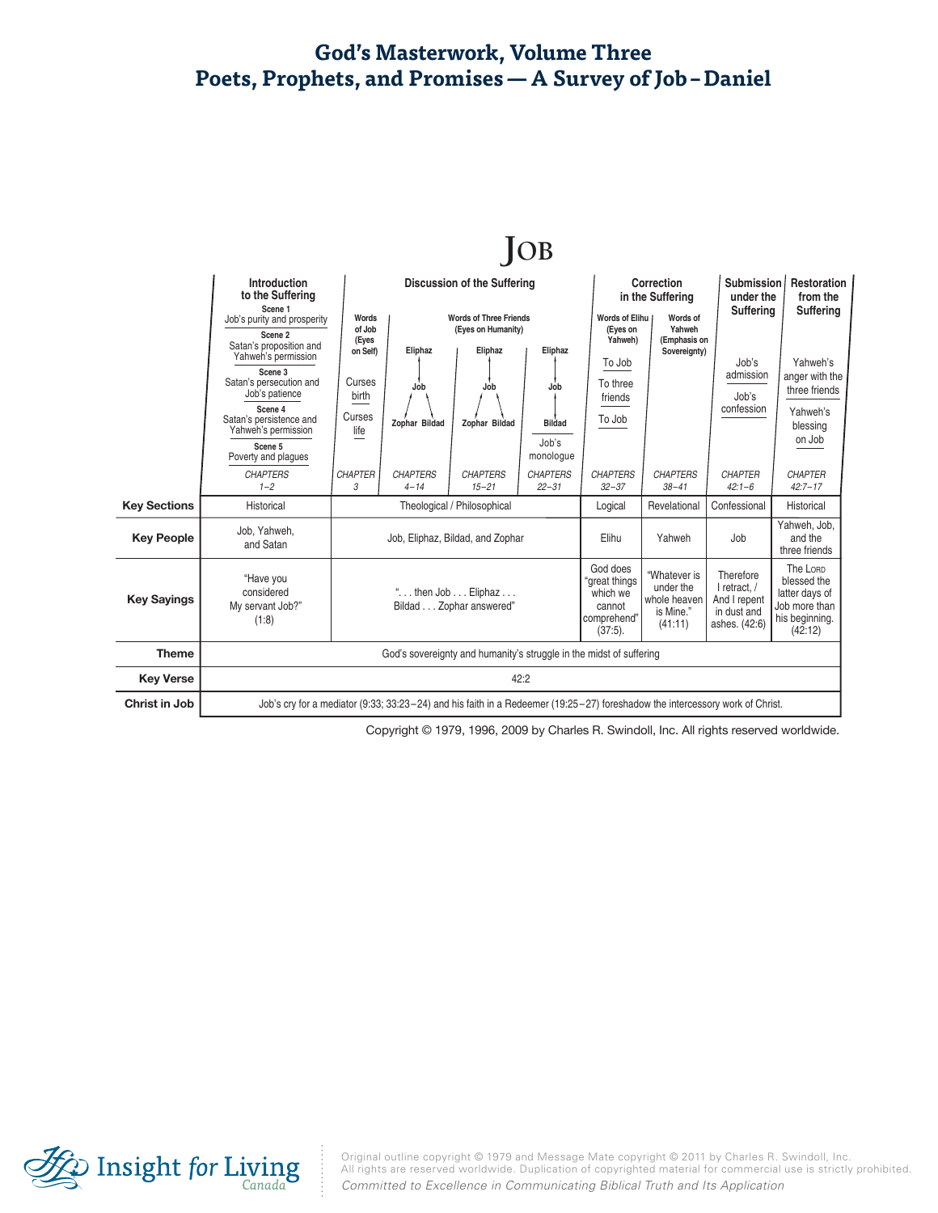# God's Masterwork, Volume Three
## Poets, Prophets, and Promises — A Survey of Job – Daniel

# Job

| | Introduction to the Suffering | Discussion of the Suffering | | | | Correction in the Suffering | | Submission under the Suffering | Restoration from the Suffering |
|---|---|---|---|---|---|---|---|---|---|
| | **Scene 1** Job's purity and prosperity<br>**Scene 2** Satan's proposition and Yahweh's permission<br>**Scene 3** Satan's persecution and Job's patience<br>**Scene 4** Satan's persistence and Yahweh's permission<br>**Scene 5** Poverty and plagues | **Words of Job (Eyes on Self)**<br>Curses birth<br>Curses life | **Words of Three Friends (Eyes on Humanity)**<br>Eliphaz / Job / Zophar Bildad | Eliphaz / Job / Zophar Bildad | Eliphaz / Job / Bildad<br>Job's monologue | **Words of Elihu (Eyes on Yahweh)**<br>To Job<br>To three friends<br>To Job | **Words of Yahweh (Emphasis on Sovereignty)** | Job's admission<br>Job's confession | Yahweh's anger with the three friends<br>Yahweh's blessing on Job |
| | *CHAPTERS 1–2* | *CHAPTER 3* | *CHAPTERS 4–14* | *CHAPTERS 15–21* | *CHAPTERS 22–31* | *CHAPTERS 32–37* | *CHAPTERS 38–41* | *CHAPTER 42:1–6* | *CHAPTER 42:7–17* |
| **Key Sections** | Historical | Theological / Philosophical | | | | Logical | Revelational | Confessional | Historical |
| **Key People** | Job, Yahweh, and Satan | Job, Eliphaz, Bildad, and Zophar | | | | Elihu | Yahweh | Job | Yahweh, Job, and the three friends |
| **Key Sayings** | "Have you considered My servant Job?" (1:8) | ". . . then Job . . . Eliphaz . . . Bildad . . . Zophar answered" | | | | God does "great things which we cannot comprehend" (37:5). | "Whatever is under the whole heaven is Mine." (41:11) | Therefore I retract, / And I repent in dust and ashes. (42:6) | The Lord blessed the latter days of Job more than his beginning. (42:12) |
| **Theme** | God's sovereignty and humanity's struggle in the midst of suffering | | | | | | | | |
| **Key Verse** | 42:2 | | | | | | | | |
| **Christ in Job** | Job's cry for a mediator (9:33; 33:23–24) and his faith in a Redeemer (19:25–27) foreshadow the intercessory work of Christ. | | | | | | | | |

Copyright © 1979, 1996, 2009 by Charles R. Swindoll, Inc. All rights reserved worldwide.

Insight for Living Canada

Original outline copyright © 1979 and Message Mate copyright © 2011 by Charles R. Swindoll, Inc. All rights are reserved worldwide. Duplication of copyrighted material for commercial use is strictly prohibited.

*Committed to Excellence in Communicating Biblical Truth and Its Application*